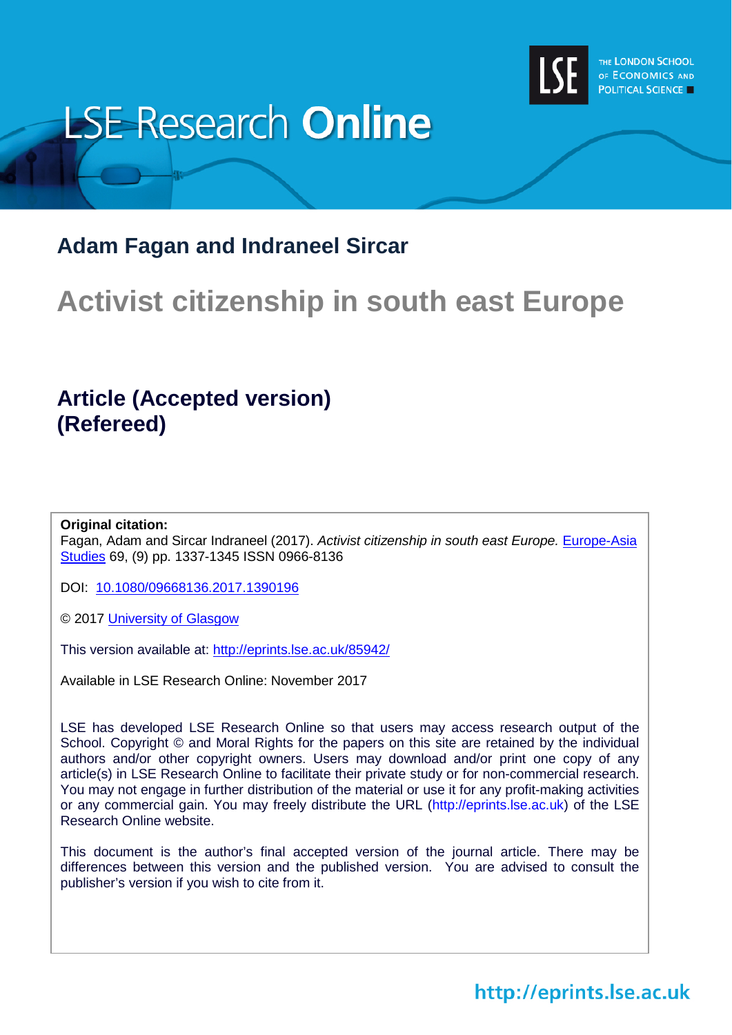LSE Research **Online**

THE LONDON SCHOOL OF ECONOMICS AND POLITICAL SCIENCE

**Adam Fagan and Indraneel Sircar**

# Activist citizenship in south east Europe

## Article (Accepted version) (Refereed)

**Original citation:**
Fagan, Adam and Sircar Indraneel (2017). *Activist citizenship in south east Europe.* Europe-Asia Studies 69, (9) pp. 1337-1345 ISSN 0966-8136

DOI: 10.1080/09668136.2017.1390196

© 2017 University of Glasgow

This version available at: http://eprints.lse.ac.uk/85942/

Available in LSE Research Online: November 2017

LSE has developed LSE Research Online so that users may access research output of the School. Copyright © and Moral Rights for the papers on this site are retained by the individual authors and/or other copyright owners. Users may download and/or print one copy of any article(s) in LSE Research Online to facilitate their private study or for non-commercial research. You may not engage in further distribution of the material or use it for any profit-making activities or any commercial gain. You may freely distribute the URL (http://eprints.lse.ac.uk) of the LSE Research Online website.

This document is the author's final accepted version of the journal article. There may be differences between this version and the published version. You are advised to consult the publisher's version if you wish to cite from it.

http://eprints.lse.ac.uk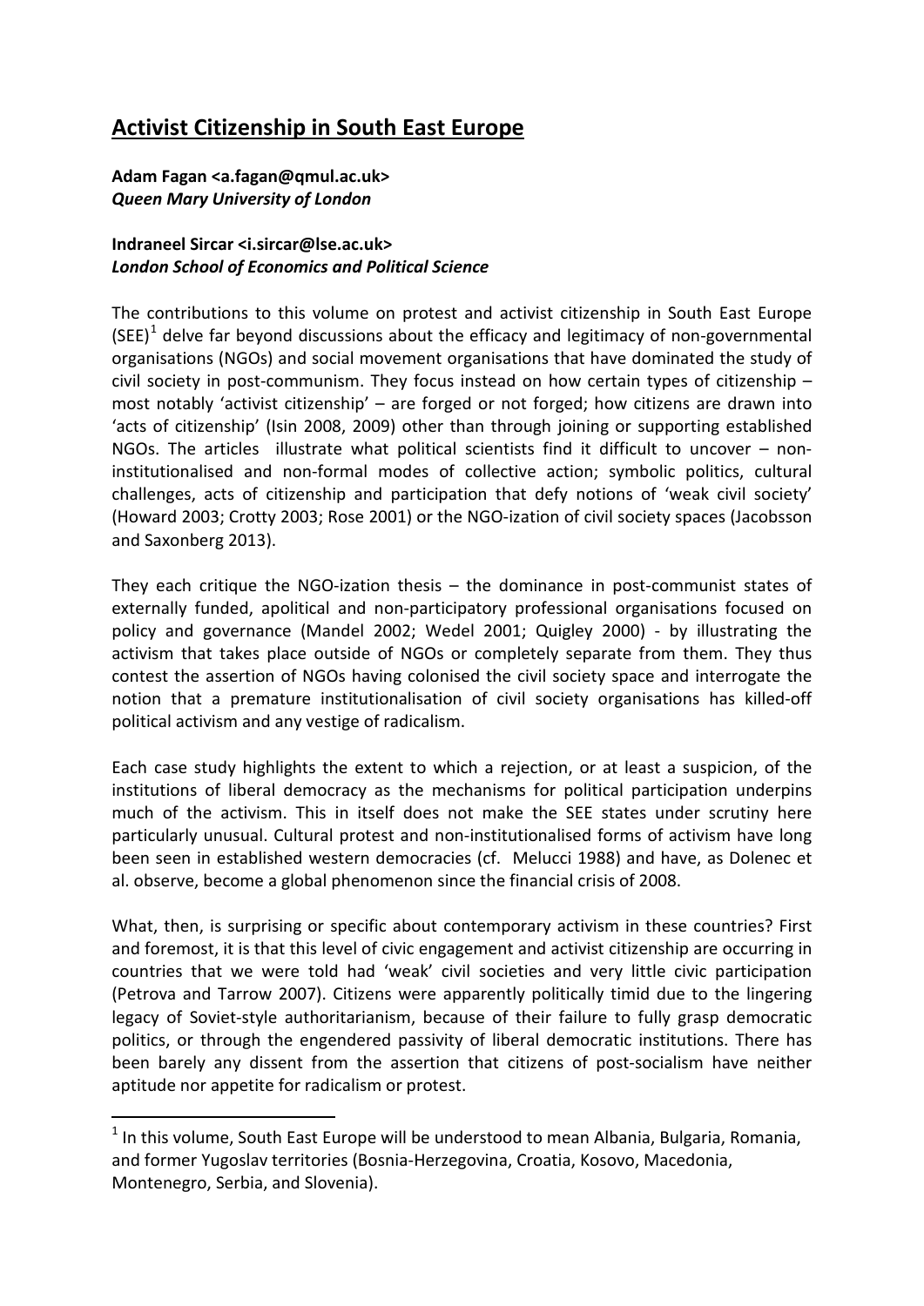# Activist Citizenship in South East Europe

**Adam Fagan <a.fagan@qmul.ac.uk>**
***Queen Mary University of London***

**Indraneel Sircar <i.sircar@lse.ac.uk>**
***London School of Economics and Political Science***

The contributions to this volume on protest and activist citizenship in South East Europe (SEE)[1] delve far beyond discussions about the efficacy and legitimacy of non-governmental organisations (NGOs) and social movement organisations that have dominated the study of civil society in post-communism. They focus instead on how certain types of citizenship – most notably 'activist citizenship' – are forged or not forged; how citizens are drawn into 'acts of citizenship' (Isin 2008, 2009) other than through joining or supporting established NGOs. The articles illustrate what political scientists find it difficult to uncover – non-institutionalised and non-formal modes of collective action; symbolic politics, cultural challenges, acts of citizenship and participation that defy notions of 'weak civil society' (Howard 2003; Crotty 2003; Rose 2001) or the NGO-ization of civil society spaces (Jacobsson and Saxonberg 2013).

They each critique the NGO-ization thesis – the dominance in post-communist states of externally funded, apolitical and non-participatory professional organisations focused on policy and governance (Mandel 2002; Wedel 2001; Quigley 2000) - by illustrating the activism that takes place outside of NGOs or completely separate from them. They thus contest the assertion of NGOs having colonised the civil society space and interrogate the notion that a premature institutionalisation of civil society organisations has killed-off political activism and any vestige of radicalism.

Each case study highlights the extent to which a rejection, or at least a suspicion, of the institutions of liberal democracy as the mechanisms for political participation underpins much of the activism. This in itself does not make the SEE states under scrutiny here particularly unusual. Cultural protest and non-institutionalised forms of activism have long been seen in established western democracies (cf. Melucci 1988) and have, as Dolenec et al. observe, become a global phenomenon since the financial crisis of 2008.

What, then, is surprising or specific about contemporary activism in these countries? First and foremost, it is that this level of civic engagement and activist citizenship are occurring in countries that we were told had 'weak' civil societies and very little civic participation (Petrova and Tarrow 2007). Citizens were apparently politically timid due to the lingering legacy of Soviet-style authoritarianism, because of their failure to fully grasp democratic politics, or through the engendered passivity of liberal democratic institutions. There has been barely any dissent from the assertion that citizens of post-socialism have neither aptitude nor appetite for radicalism or protest.

[1] In this volume, South East Europe will be understood to mean Albania, Bulgaria, Romania, and former Yugoslav territories (Bosnia-Herzegovina, Croatia, Kosovo, Macedonia, Montenegro, Serbia, and Slovenia).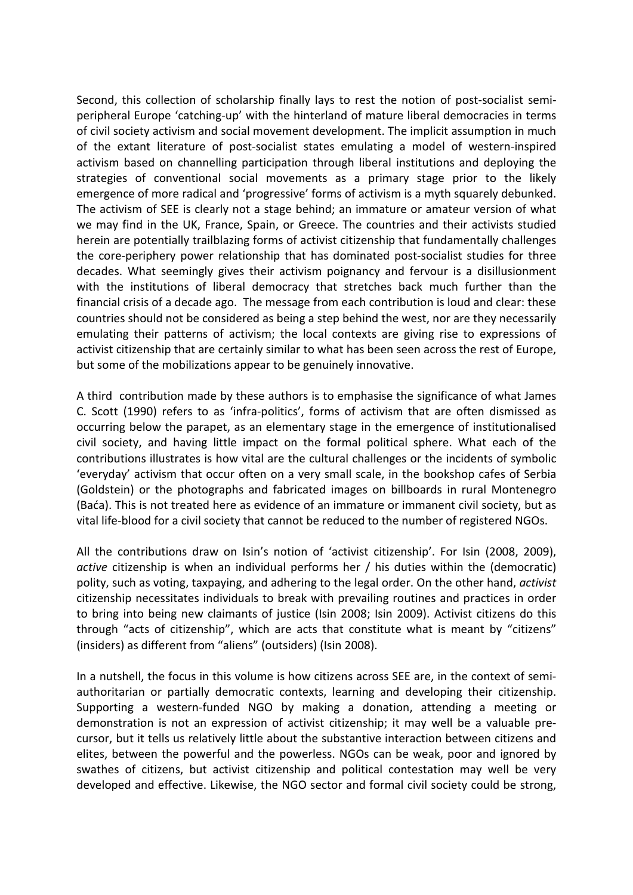Second, this collection of scholarship finally lays to rest the notion of post-socialist semi-peripheral Europe 'catching-up' with the hinterland of mature liberal democracies in terms of civil society activism and social movement development. The implicit assumption in much of the extant literature of post-socialist states emulating a model of western-inspired activism based on channelling participation through liberal institutions and deploying the strategies of conventional social movements as a primary stage prior to the likely emergence of more radical and 'progressive' forms of activism is a myth squarely debunked. The activism of SEE is clearly not a stage behind; an immature or amateur version of what we may find in the UK, France, Spain, or Greece. The countries and their activists studied herein are potentially trailblazing forms of activist citizenship that fundamentally challenges the core-periphery power relationship that has dominated post-socialist studies for three decades. What seemingly gives their activism poignancy and fervour is a disillusionment with the institutions of liberal democracy that stretches back much further than the financial crisis of a decade ago. The message from each contribution is loud and clear: these countries should not be considered as being a step behind the west, nor are they necessarily emulating their patterns of activism; the local contexts are giving rise to expressions of activist citizenship that are certainly similar to what has been seen across the rest of Europe, but some of the mobilizations appear to be genuinely innovative.

A third contribution made by these authors is to emphasise the significance of what James C. Scott (1990) refers to as 'infra-politics', forms of activism that are often dismissed as occurring below the parapet, as an elementary stage in the emergence of institutionalised civil society, and having little impact on the formal political sphere. What each of the contributions illustrates is how vital are the cultural challenges or the incidents of symbolic 'everyday' activism that occur often on a very small scale, in the bookshop cafes of Serbia (Goldstein) or the photographs and fabricated images on billboards in rural Montenegro (Baća). This is not treated here as evidence of an immature or immanent civil society, but as vital life-blood for a civil society that cannot be reduced to the number of registered NGOs.

All the contributions draw on Isin's notion of 'activist citizenship'. For Isin (2008, 2009), *active* citizenship is when an individual performs her / his duties within the (democratic) polity, such as voting, taxpaying, and adhering to the legal order. On the other hand, *activist* citizenship necessitates individuals to break with prevailing routines and practices in order to bring into being new claimants of justice (Isin 2008; Isin 2009). Activist citizens do this through "acts of citizenship", which are acts that constitute what is meant by "citizens" (insiders) as different from "aliens" (outsiders) (Isin 2008).

In a nutshell, the focus in this volume is how citizens across SEE are, in the context of semi-authoritarian or partially democratic contexts, learning and developing their citizenship. Supporting a western-funded NGO by making a donation, attending a meeting or demonstration is not an expression of activist citizenship; it may well be a valuable pre-cursor, but it tells us relatively little about the substantive interaction between citizens and elites, between the powerful and the powerless. NGOs can be weak, poor and ignored by swathes of citizens, but activist citizenship and political contestation may well be very developed and effective. Likewise, the NGO sector and formal civil society could be strong,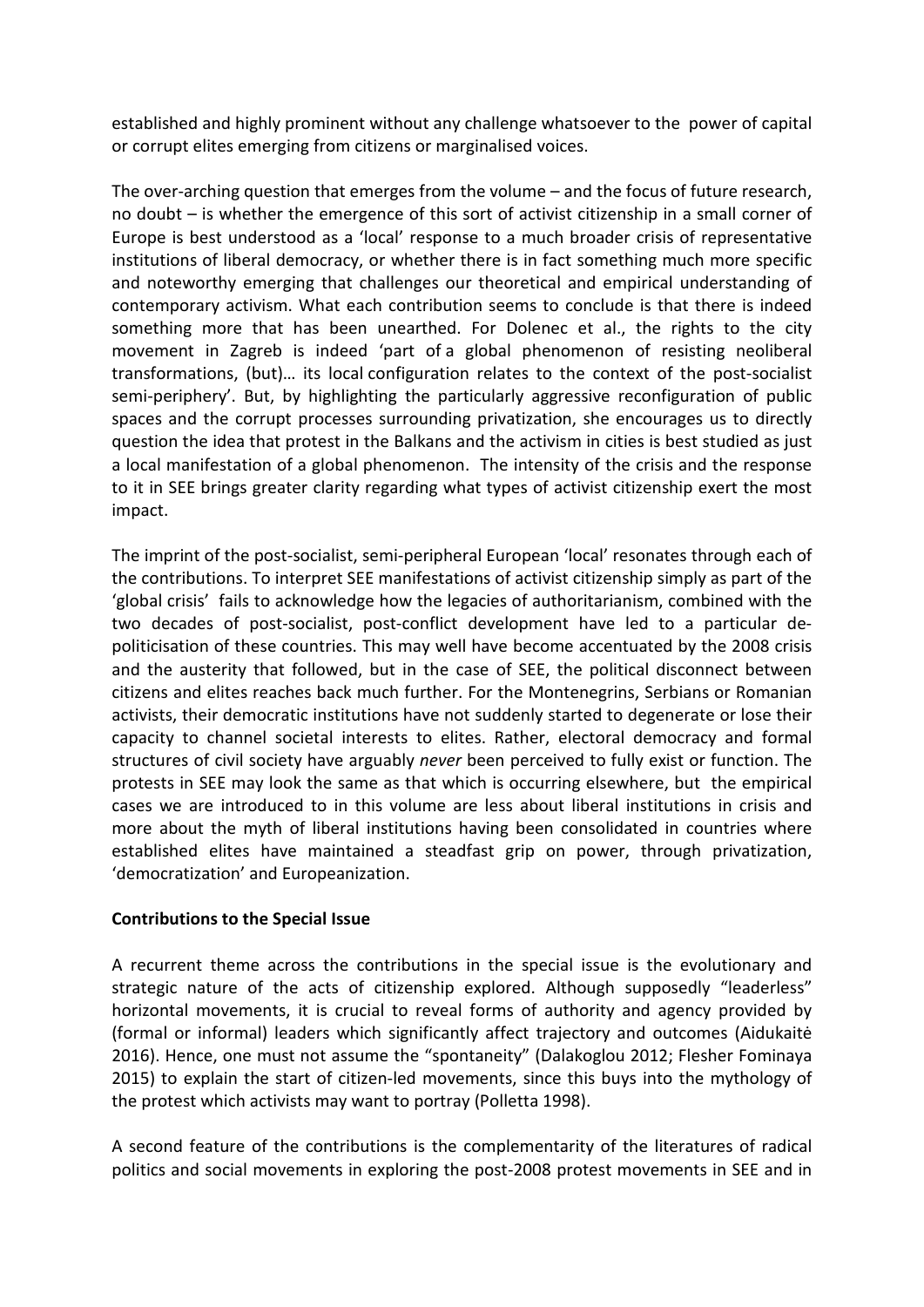established and highly prominent without any challenge whatsoever to the power of capital or corrupt elites emerging from citizens or marginalised voices.

The over-arching question that emerges from the volume – and the focus of future research, no doubt – is whether the emergence of this sort of activist citizenship in a small corner of Europe is best understood as a 'local' response to a much broader crisis of representative institutions of liberal democracy, or whether there is in fact something much more specific and noteworthy emerging that challenges our theoretical and empirical understanding of contemporary activism. What each contribution seems to conclude is that there is indeed something more that has been unearthed. For Dolenec et al., the rights to the city movement in Zagreb is indeed 'part of a global phenomenon of resisting neoliberal transformations, (but)… its local configuration relates to the context of the post-socialist semi-periphery'. But, by highlighting the particularly aggressive reconfiguration of public spaces and the corrupt processes surrounding privatization, she encourages us to directly question the idea that protest in the Balkans and the activism in cities is best studied as just a local manifestation of a global phenomenon. The intensity of the crisis and the response to it in SEE brings greater clarity regarding what types of activist citizenship exert the most impact.

The imprint of the post-socialist, semi-peripheral European 'local' resonates through each of the contributions. To interpret SEE manifestations of activist citizenship simply as part of the 'global crisis' fails to acknowledge how the legacies of authoritarianism, combined with the two decades of post-socialist, post-conflict development have led to a particular de-politicisation of these countries. This may well have become accentuated by the 2008 crisis and the austerity that followed, but in the case of SEE, the political disconnect between citizens and elites reaches back much further. For the Montenegrins, Serbians or Romanian activists, their democratic institutions have not suddenly started to degenerate or lose their capacity to channel societal interests to elites. Rather, electoral democracy and formal structures of civil society have arguably *never* been perceived to fully exist or function. The protests in SEE may look the same as that which is occurring elsewhere, but the empirical cases we are introduced to in this volume are less about liberal institutions in crisis and more about the myth of liberal institutions having been consolidated in countries where established elites have maintained a steadfast grip on power, through privatization, 'democratization' and Europeanization.

**Contributions to the Special Issue**

A recurrent theme across the contributions in the special issue is the evolutionary and strategic nature of the acts of citizenship explored. Although supposedly "leaderless" horizontal movements, it is crucial to reveal forms of authority and agency provided by (formal or informal) leaders which significantly affect trajectory and outcomes (Aidukaitė 2016). Hence, one must not assume the "spontaneity" (Dalakoglou 2012; Flesher Fominaya 2015) to explain the start of citizen-led movements, since this buys into the mythology of the protest which activists may want to portray (Polletta 1998).

A second feature of the contributions is the complementarity of the literatures of radical politics and social movements in exploring the post-2008 protest movements in SEE and in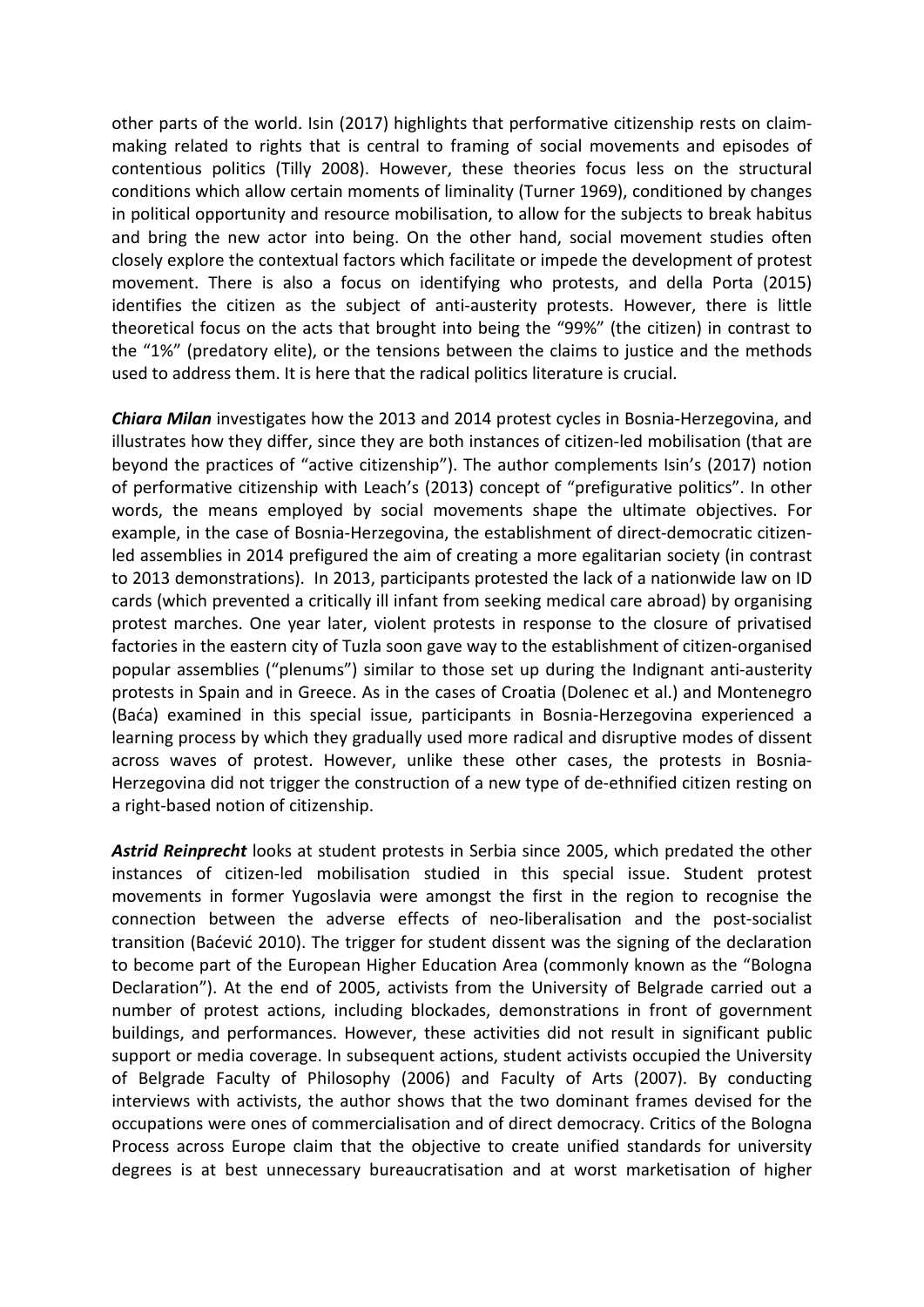other parts of the world. Isin (2017) highlights that performative citizenship rests on claim-making related to rights that is central to framing of social movements and episodes of contentious politics (Tilly 2008). However, these theories focus less on the structural conditions which allow certain moments of liminality (Turner 1969), conditioned by changes in political opportunity and resource mobilisation, to allow for the subjects to break habitus and bring the new actor into being. On the other hand, social movement studies often closely explore the contextual factors which facilitate or impede the development of protest movement. There is also a focus on identifying who protests, and della Porta (2015) identifies the citizen as the subject of anti-austerity protests. However, there is little theoretical focus on the acts that brought into being the "99%" (the citizen) in contrast to the "1%" (predatory elite), or the tensions between the claims to justice and the methods used to address them. It is here that the radical politics literature is crucial.

***Chiara Milan*** investigates how the 2013 and 2014 protest cycles in Bosnia-Herzegovina, and illustrates how they differ, since they are both instances of citizen-led mobilisation (that are beyond the practices of "active citizenship"). The author complements Isin's (2017) notion of performative citizenship with Leach's (2013) concept of "prefigurative politics". In other words, the means employed by social movements shape the ultimate objectives. For example, in the case of Bosnia-Herzegovina, the establishment of direct-democratic citizen-led assemblies in 2014 prefigured the aim of creating a more egalitarian society (in contrast to 2013 demonstrations). In 2013, participants protested the lack of a nationwide law on ID cards (which prevented a critically ill infant from seeking medical care abroad) by organising protest marches. One year later, violent protests in response to the closure of privatised factories in the eastern city of Tuzla soon gave way to the establishment of citizen-organised popular assemblies ("plenums") similar to those set up during the Indignant anti-austerity protests in Spain and in Greece. As in the cases of Croatia (Dolenec et al.) and Montenegro (Baća) examined in this special issue, participants in Bosnia-Herzegovina experienced a learning process by which they gradually used more radical and disruptive modes of dissent across waves of protest. However, unlike these other cases, the protests in Bosnia-Herzegovina did not trigger the construction of a new type of de-ethnified citizen resting on a right-based notion of citizenship.

***Astrid Reinprecht*** looks at student protests in Serbia since 2005, which predated the other instances of citizen-led mobilisation studied in this special issue. Student protest movements in former Yugoslavia were amongst the first in the region to recognise the connection between the adverse effects of neo-liberalisation and the post-socialist transition (Baćević 2010). The trigger for student dissent was the signing of the declaration to become part of the European Higher Education Area (commonly known as the "Bologna Declaration"). At the end of 2005, activists from the University of Belgrade carried out a number of protest actions, including blockades, demonstrations in front of government buildings, and performances. However, these activities did not result in significant public support or media coverage. In subsequent actions, student activists occupied the University of Belgrade Faculty of Philosophy (2006) and Faculty of Arts (2007). By conducting interviews with activists, the author shows that the two dominant frames devised for the occupations were ones of commercialisation and of direct democracy. Critics of the Bologna Process across Europe claim that the objective to create unified standards for university degrees is at best unnecessary bureaucratisation and at worst marketisation of higher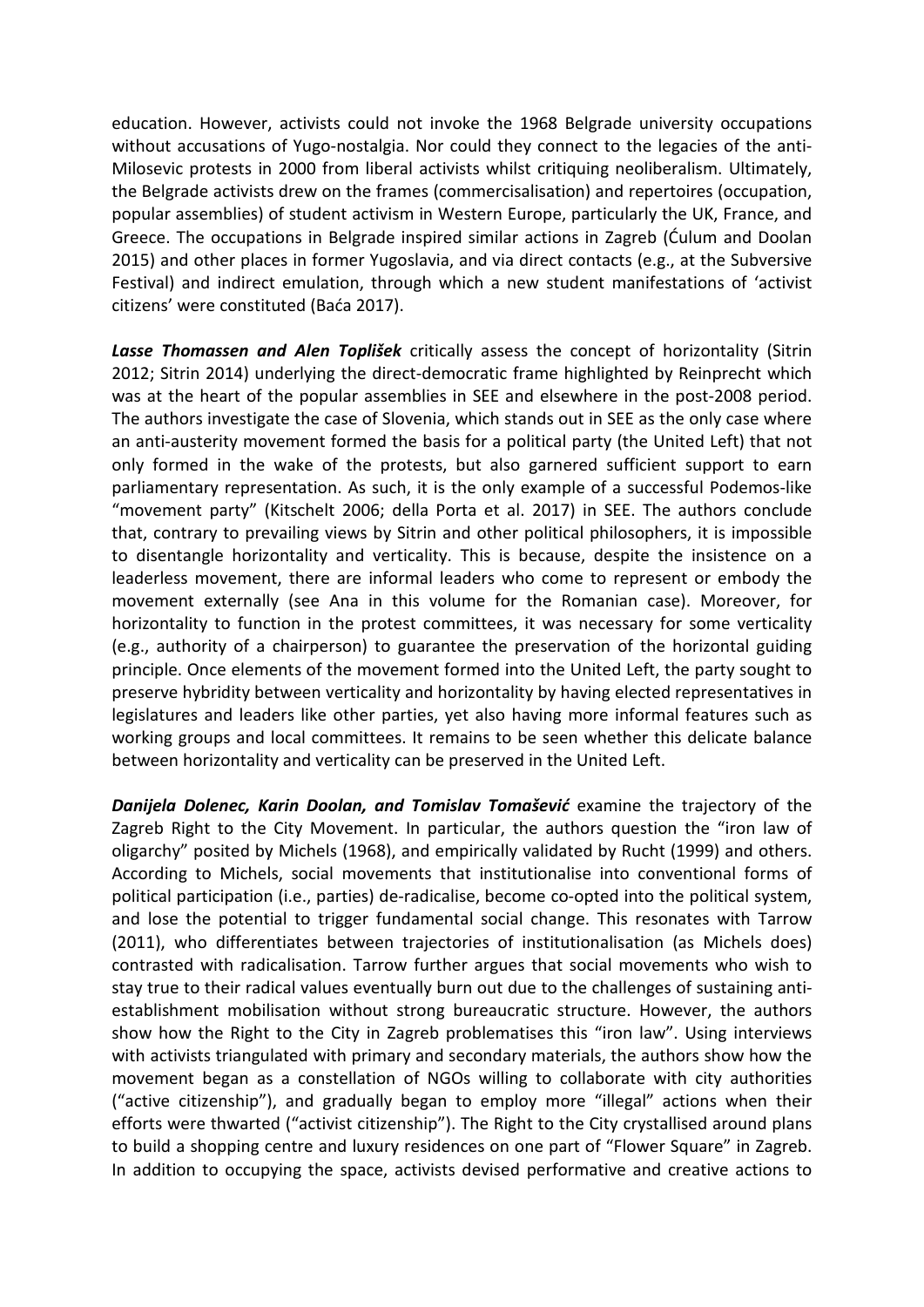education. However, activists could not invoke the 1968 Belgrade university occupations without accusations of Yugo-nostalgia. Nor could they connect to the legacies of the anti-Milosevic protests in 2000 from liberal activists whilst critiquing neoliberalism. Ultimately, the Belgrade activists drew on the frames (commercisalisation) and repertoires (occupation, popular assemblies) of student activism in Western Europe, particularly the UK, France, and Greece. The occupations in Belgrade inspired similar actions in Zagreb (Ćulum and Doolan 2015) and other places in former Yugoslavia, and via direct contacts (e.g., at the Subversive Festival) and indirect emulation, through which a new student manifestations of 'activist citizens' were constituted (Baća 2017).

***Lasse Thomassen and Alen Toplišek*** critically assess the concept of horizontality (Sitrin 2012; Sitrin 2014) underlying the direct-democratic frame highlighted by Reinprecht which was at the heart of the popular assemblies in SEE and elsewhere in the post-2008 period. The authors investigate the case of Slovenia, which stands out in SEE as the only case where an anti-austerity movement formed the basis for a political party (the United Left) that not only formed in the wake of the protests, but also garnered sufficient support to earn parliamentary representation. As such, it is the only example of a successful Podemos-like "movement party" (Kitschelt 2006; della Porta et al. 2017) in SEE. The authors conclude that, contrary to prevailing views by Sitrin and other political philosophers, it is impossible to disentangle horizontality and verticality. This is because, despite the insistence on a leaderless movement, there are informal leaders who come to represent or embody the movement externally (see Ana in this volume for the Romanian case). Moreover, for horizontality to function in the protest committees, it was necessary for some verticality (e.g., authority of a chairperson) to guarantee the preservation of the horizontal guiding principle. Once elements of the movement formed into the United Left, the party sought to preserve hybridity between verticality and horizontality by having elected representatives in legislatures and leaders like other parties, yet also having more informal features such as working groups and local committees. It remains to be seen whether this delicate balance between horizontality and verticality can be preserved in the United Left.

***Danijela Dolenec, Karin Doolan, and Tomislav Tomašević*** examine the trajectory of the Zagreb Right to the City Movement. In particular, the authors question the "iron law of oligarchy" posited by Michels (1968), and empirically validated by Rucht (1999) and others. According to Michels, social movements that institutionalise into conventional forms of political participation (i.e., parties) de-radicalise, become co-opted into the political system, and lose the potential to trigger fundamental social change. This resonates with Tarrow (2011), who differentiates between trajectories of institutionalisation (as Michels does) contrasted with radicalisation. Tarrow further argues that social movements who wish to stay true to their radical values eventually burn out due to the challenges of sustaining anti-establishment mobilisation without strong bureaucratic structure. However, the authors show how the Right to the City in Zagreb problematises this "iron law". Using interviews with activists triangulated with primary and secondary materials, the authors show how the movement began as a constellation of NGOs willing to collaborate with city authorities ("active citizenship"), and gradually began to employ more "illegal" actions when their efforts were thwarted ("activist citizenship"). The Right to the City crystallised around plans to build a shopping centre and luxury residences on one part of "Flower Square" in Zagreb. In addition to occupying the space, activists devised performative and creative actions to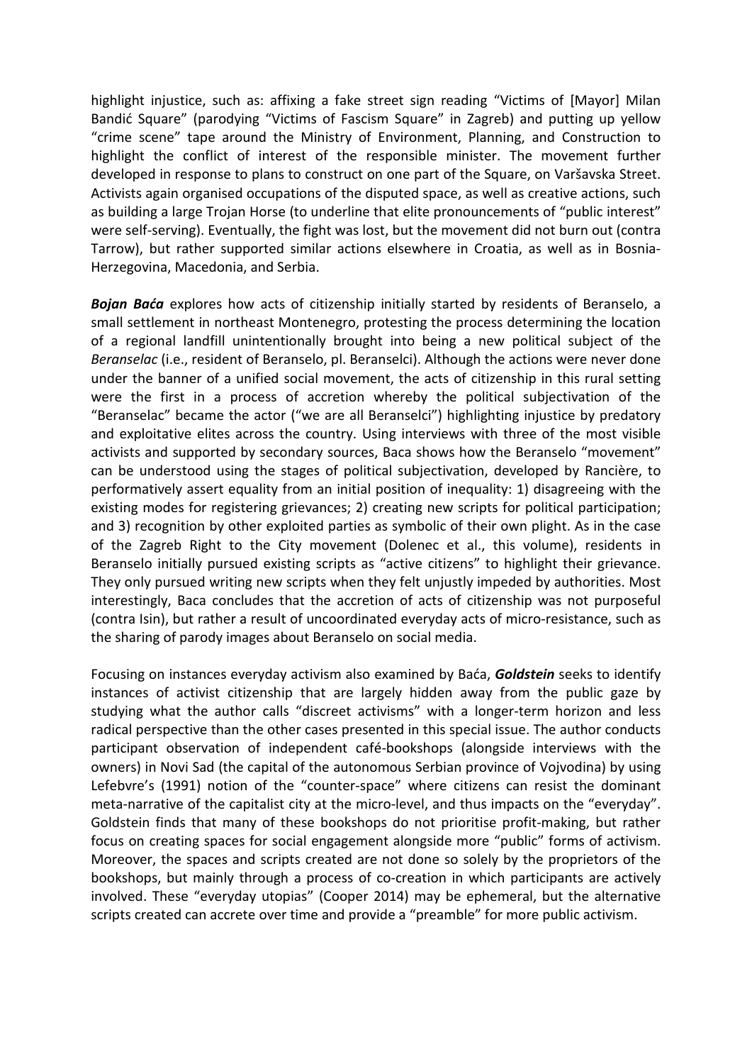highlight injustice, such as: affixing a fake street sign reading "Victims of [Mayor] Milan Bandić Square" (parodying "Victims of Fascism Square" in Zagreb) and putting up yellow "crime scene" tape around the Ministry of Environment, Planning, and Construction to highlight the conflict of interest of the responsible minister. The movement further developed in response to plans to construct on one part of the Square, on Varšavska Street. Activists again organised occupations of the disputed space, as well as creative actions, such as building a large Trojan Horse (to underline that elite pronouncements of "public interest" were self-serving). Eventually, the fight was lost, but the movement did not burn out (contra Tarrow), but rather supported similar actions elsewhere in Croatia, as well as in Bosnia-Herzegovina, Macedonia, and Serbia.

***Bojan Baća*** explores how acts of citizenship initially started by residents of Beranselo, a small settlement in northeast Montenegro, protesting the process determining the location of a regional landfill unintentionally brought into being a new political subject of the *Beranselac* (i.e., resident of Beranselo, pl. Beranselci). Although the actions were never done under the banner of a unified social movement, the acts of citizenship in this rural setting were the first in a process of accretion whereby the political subjectivation of the "Beranselac" became the actor ("we are all Beranselci") highlighting injustice by predatory and exploitative elites across the country. Using interviews with three of the most visible activists and supported by secondary sources, Baca shows how the Beranselo "movement" can be understood using the stages of political subjectivation, developed by Rancière, to performatively assert equality from an initial position of inequality: 1) disagreeing with the existing modes for registering grievances; 2) creating new scripts for political participation; and 3) recognition by other exploited parties as symbolic of their own plight. As in the case of the Zagreb Right to the City movement (Dolenec et al., this volume), residents in Beranselo initially pursued existing scripts as "active citizens" to highlight their grievance. They only pursued writing new scripts when they felt unjustly impeded by authorities. Most interestingly, Baca concludes that the accretion of acts of citizenship was not purposeful (contra Isin), but rather a result of uncoordinated everyday acts of micro-resistance, such as the sharing of parody images about Beranselo on social media.

Focusing on instances everyday activism also examined by Baća, ***Goldstein*** seeks to identify instances of activist citizenship that are largely hidden away from the public gaze by studying what the author calls "discreet activisms" with a longer-term horizon and less radical perspective than the other cases presented in this special issue. The author conducts participant observation of independent café-bookshops (alongside interviews with the owners) in Novi Sad (the capital of the autonomous Serbian province of Vojvodina) by using Lefebvre's (1991) notion of the "counter-space" where citizens can resist the dominant meta-narrative of the capitalist city at the micro-level, and thus impacts on the "everyday". Goldstein finds that many of these bookshops do not prioritise profit-making, but rather focus on creating spaces for social engagement alongside more "public" forms of activism. Moreover, the spaces and scripts created are not done so solely by the proprietors of the bookshops, but mainly through a process of co-creation in which participants are actively involved. These "everyday utopias" (Cooper 2014) may be ephemeral, but the alternative scripts created can accrete over time and provide a "preamble" for more public activism.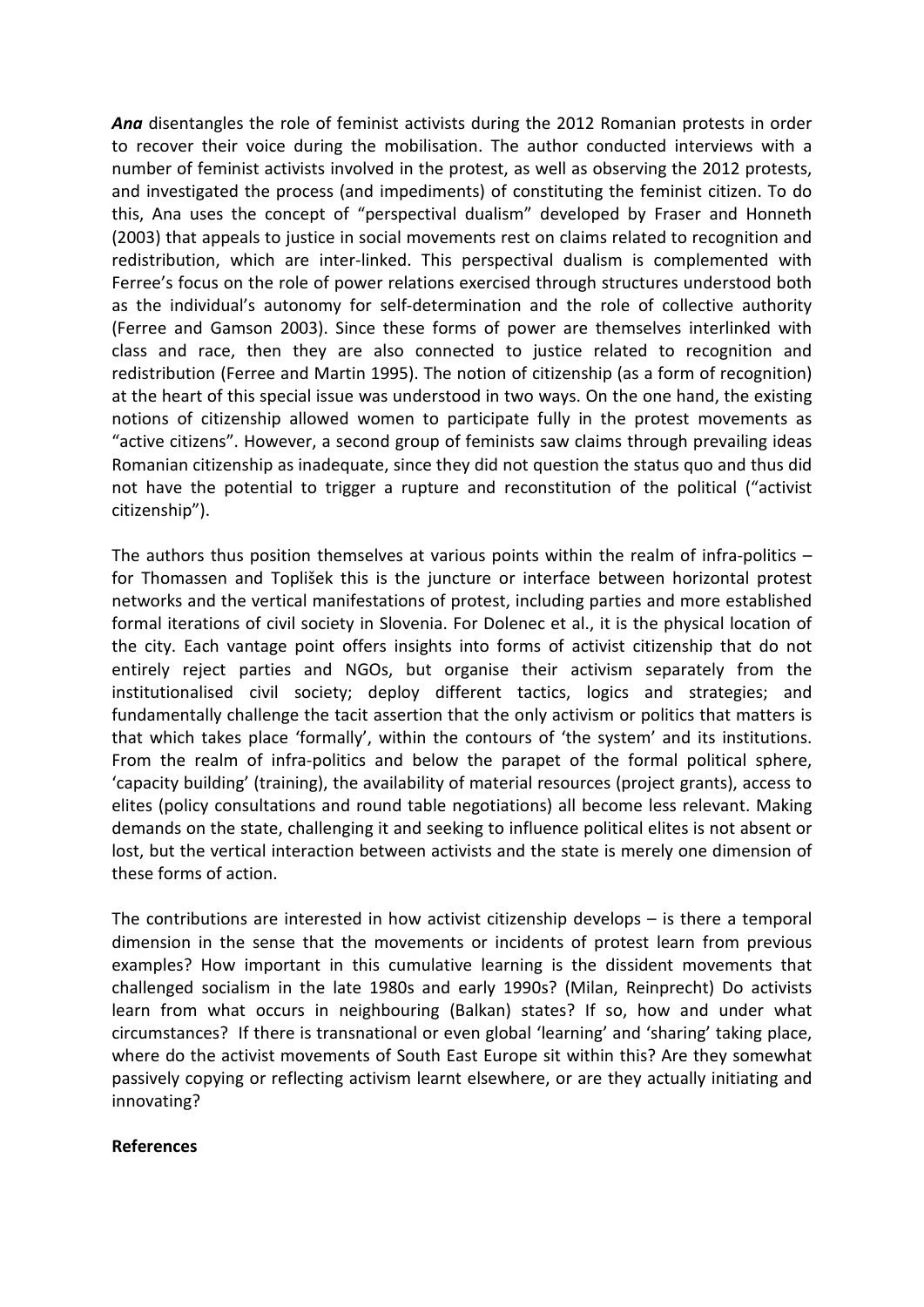***Ana*** disentangles the role of feminist activists during the 2012 Romanian protests in order to recover their voice during the mobilisation. The author conducted interviews with a number of feminist activists involved in the protest, as well as observing the 2012 protests, and investigated the process (and impediments) of constituting the feminist citizen. To do this, Ana uses the concept of "perspectival dualism" developed by Fraser and Honneth (2003) that appeals to justice in social movements rest on claims related to recognition and redistribution, which are inter-linked. This perspectival dualism is complemented with Ferree's focus on the role of power relations exercised through structures understood both as the individual's autonomy for self-determination and the role of collective authority (Ferree and Gamson 2003). Since these forms of power are themselves interlinked with class and race, then they are also connected to justice related to recognition and redistribution (Ferree and Martin 1995). The notion of citizenship (as a form of recognition) at the heart of this special issue was understood in two ways. On the one hand, the existing notions of citizenship allowed women to participate fully in the protest movements as "active citizens". However, a second group of feminists saw claims through prevailing ideas Romanian citizenship as inadequate, since they did not question the status quo and thus did not have the potential to trigger a rupture and reconstitution of the political ("activist citizenship").

The authors thus position themselves at various points within the realm of infra-politics – for Thomassen and Toplišek this is the juncture or interface between horizontal protest networks and the vertical manifestations of protest, including parties and more established formal iterations of civil society in Slovenia. For Dolenec et al., it is the physical location of the city. Each vantage point offers insights into forms of activist citizenship that do not entirely reject parties and NGOs, but organise their activism separately from the institutionalised civil society; deploy different tactics, logics and strategies; and fundamentally challenge the tacit assertion that the only activism or politics that matters is that which takes place 'formally', within the contours of 'the system' and its institutions. From the realm of infra-politics and below the parapet of the formal political sphere, 'capacity building' (training), the availability of material resources (project grants), access to elites (policy consultations and round table negotiations) all become less relevant. Making demands on the state, challenging it and seeking to influence political elites is not absent or lost, but the vertical interaction between activists and the state is merely one dimension of these forms of action.

The contributions are interested in how activist citizenship develops – is there a temporal dimension in the sense that the movements or incidents of protest learn from previous examples? How important in this cumulative learning is the dissident movements that challenged socialism in the late 1980s and early 1990s? (Milan, Reinprecht) Do activists learn from what occurs in neighbouring (Balkan) states? If so, how and under what circumstances? If there is transnational or even global 'learning' and 'sharing' taking place, where do the activist movements of South East Europe sit within this? Are they somewhat passively copying or reflecting activism learnt elsewhere, or are they actually initiating and innovating?

**References**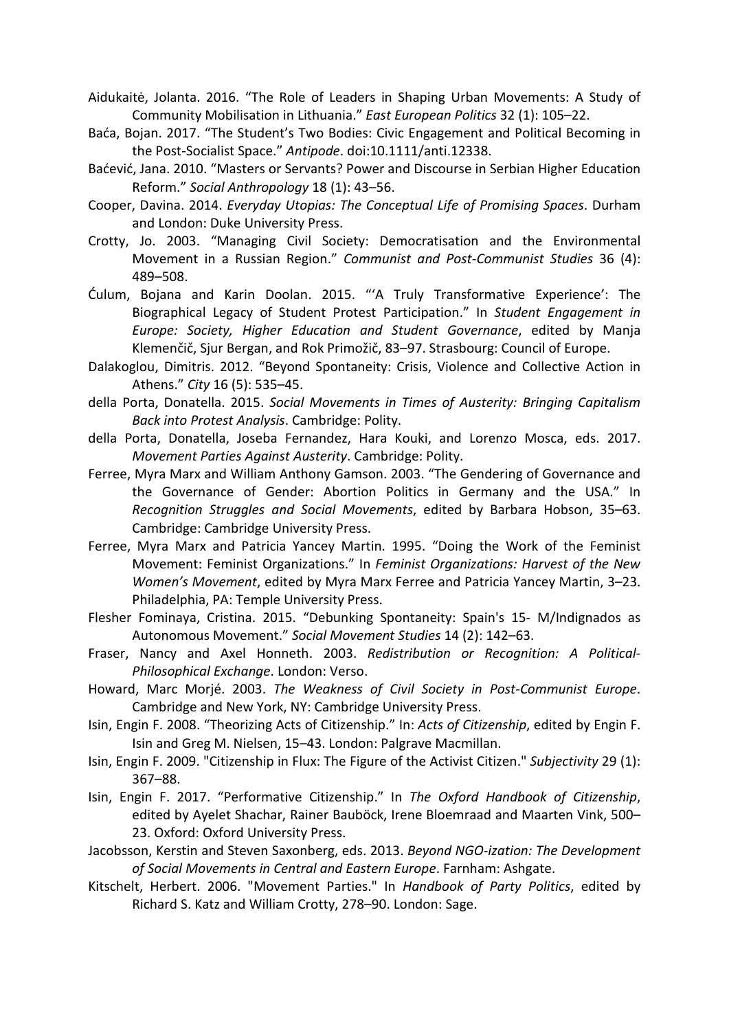Aidukaitė, Jolanta. 2016. “The Role of Leaders in Shaping Urban Movements: A Study of Community Mobilisation in Lithuania.” *East European Politics* 32 (1): 105–22.

Baća, Bojan. 2017. “The Student’s Two Bodies: Civic Engagement and Political Becoming in the Post-Socialist Space.” *Antipode*. doi:10.1111/anti.12338.

Baćević, Jana. 2010. “Masters or Servants? Power and Discourse in Serbian Higher Education Reform.” *Social Anthropology* 18 (1): 43–56.

Cooper, Davina. 2014. *Everyday Utopias: The Conceptual Life of Promising Spaces*. Durham and London: Duke University Press.

Crotty, Jo. 2003. “Managing Civil Society: Democratisation and the Environmental Movement in a Russian Region.” *Communist and Post-Communist Studies* 36 (4): 489–508.

Ćulum, Bojana and Karin Doolan. 2015. “‘A Truly Transformative Experience’: The Biographical Legacy of Student Protest Participation.” In *Student Engagement in Europe: Society, Higher Education and Student Governance*, edited by Manja Klemenčič, Sjur Bergan, and Rok Primožič, 83–97. Strasbourg: Council of Europe.

Dalakoglou, Dimitris. 2012. “Beyond Spontaneity: Crisis, Violence and Collective Action in Athens.” *City* 16 (5): 535–45.

della Porta, Donatella. 2015. *Social Movements in Times of Austerity: Bringing Capitalism Back into Protest Analysis*. Cambridge: Polity.

della Porta, Donatella, Joseba Fernandez, Hara Kouki, and Lorenzo Mosca, eds. 2017. *Movement Parties Against Austerity*. Cambridge: Polity.

Ferree, Myra Marx and William Anthony Gamson. 2003. “The Gendering of Governance and the Governance of Gender: Abortion Politics in Germany and the USA.” In *Recognition Struggles and Social Movements*, edited by Barbara Hobson, 35–63. Cambridge: Cambridge University Press.

Ferree, Myra Marx and Patricia Yancey Martin. 1995. “Doing the Work of the Feminist Movement: Feminist Organizations.” In *Feminist Organizations: Harvest of the New Women’s Movement*, edited by Myra Marx Ferree and Patricia Yancey Martin, 3–23. Philadelphia, PA: Temple University Press.

Flesher Fominaya, Cristina. 2015. “Debunking Spontaneity: Spain's 15- M/Indignados as Autonomous Movement.” *Social Movement Studies* 14 (2): 142–63.

Fraser, Nancy and Axel Honneth. 2003. *Redistribution or Recognition: A Political-Philosophical Exchange*. London: Verso.

Howard, Marc Morjé. 2003. *The Weakness of Civil Society in Post-Communist Europe*. Cambridge and New York, NY: Cambridge University Press.

Isin, Engin F. 2008. “Theorizing Acts of Citizenship.” In: *Acts of Citizenship*, edited by Engin F. Isin and Greg M. Nielsen, 15–43. London: Palgrave Macmillan.

Isin, Engin F. 2009. "Citizenship in Flux: The Figure of the Activist Citizen." *Subjectivity* 29 (1): 367–88.

Isin, Engin F. 2017. “Performative Citizenship.” In *The Oxford Handbook of Citizenship*, edited by Ayelet Shachar, Rainer Bauböck, Irene Bloemraad and Maarten Vink, 500–23. Oxford: Oxford University Press.

Jacobsson, Kerstin and Steven Saxonberg, eds. 2013. *Beyond NGO-ization: The Development of Social Movements in Central and Eastern Europe*. Farnham: Ashgate.

Kitschelt, Herbert. 2006. "Movement Parties." In *Handbook of Party Politics*, edited by Richard S. Katz and William Crotty, 278–90. London: Sage.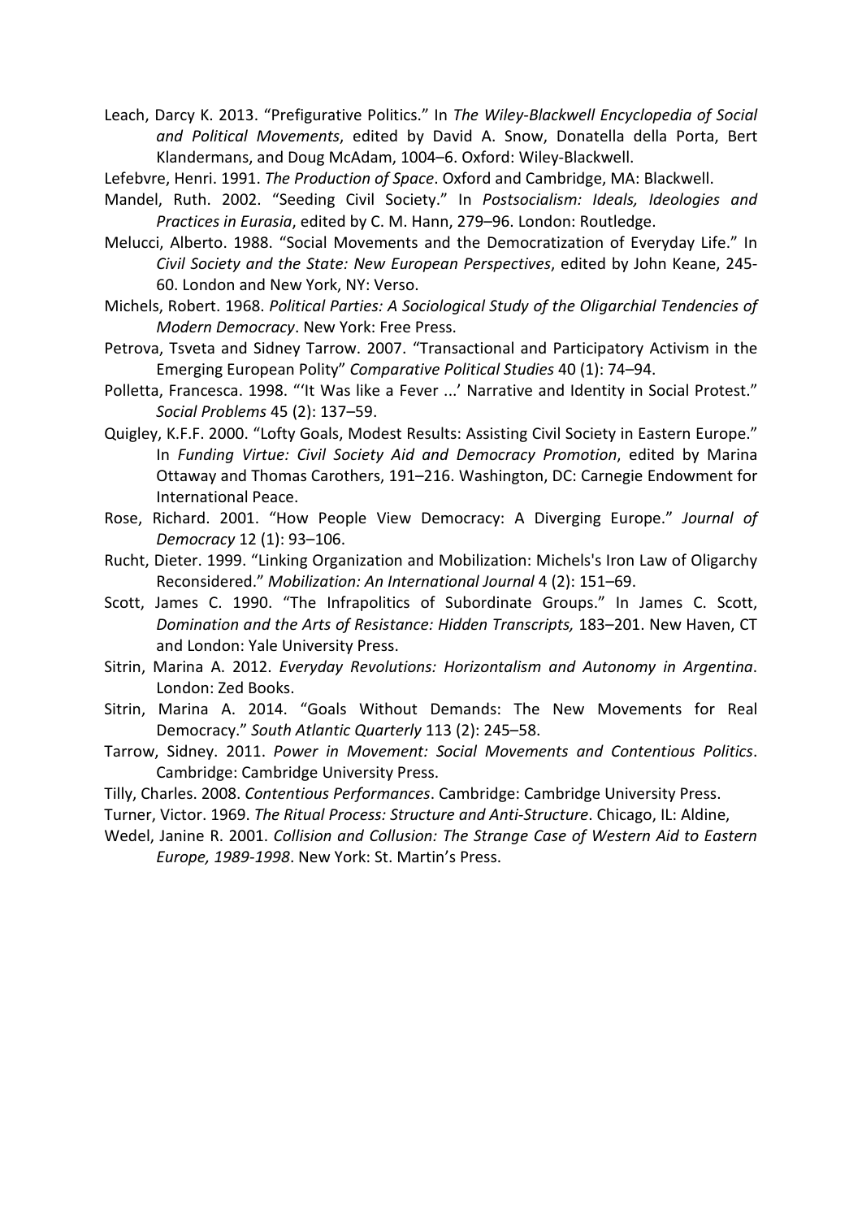Leach, Darcy K. 2013. “Prefigurative Politics.” In *The Wiley-Blackwell Encyclopedia of Social and Political Movements*, edited by David A. Snow, Donatella della Porta, Bert Klandermans, and Doug McAdam, 1004–6. Oxford: Wiley-Blackwell.

Lefebvre, Henri. 1991. *The Production of Space*. Oxford and Cambridge, MA: Blackwell.

Mandel, Ruth. 2002. “Seeding Civil Society.” In *Postsocialism: Ideals, Ideologies and Practices in Eurasia*, edited by C. M. Hann, 279–96. London: Routledge.

Melucci, Alberto. 1988. “Social Movements and the Democratization of Everyday Life.” In *Civil Society and the State: New European Perspectives*, edited by John Keane, 245-60. London and New York, NY: Verso.

Michels, Robert. 1968. *Political Parties: A Sociological Study of the Oligarchial Tendencies of Modern Democracy*. New York: Free Press.

Petrova, Tsveta and Sidney Tarrow. 2007. “Transactional and Participatory Activism in the Emerging European Polity” *Comparative Political Studies* 40 (1): 74–94.

Polletta, Francesca. 1998. “‘It Was like a Fever ...’ Narrative and Identity in Social Protest.” *Social Problems* 45 (2): 137–59.

Quigley, K.F.F. 2000. “Lofty Goals, Modest Results: Assisting Civil Society in Eastern Europe.” In *Funding Virtue: Civil Society Aid and Democracy Promotion*, edited by Marina Ottaway and Thomas Carothers, 191–216. Washington, DC: Carnegie Endowment for International Peace.

Rose, Richard. 2001. “How People View Democracy: A Diverging Europe.” *Journal of Democracy* 12 (1): 93–106.

Rucht, Dieter. 1999. “Linking Organization and Mobilization: Michels's Iron Law of Oligarchy Reconsidered.” *Mobilization: An International Journal* 4 (2): 151–69.

Scott, James C. 1990. “The Infrapolitics of Subordinate Groups.” In James C. Scott, *Domination and the Arts of Resistance: Hidden Transcripts,* 183–201. New Haven, CT and London: Yale University Press.

Sitrin, Marina A. 2012. *Everyday Revolutions: Horizontalism and Autonomy in Argentina*. London: Zed Books.

Sitrin, Marina A. 2014. “Goals Without Demands: The New Movements for Real Democracy.” *South Atlantic Quarterly* 113 (2): 245–58.

Tarrow, Sidney. 2011. *Power in Movement: Social Movements and Contentious Politics*. Cambridge: Cambridge University Press.

Tilly, Charles. 2008. *Contentious Performances*. Cambridge: Cambridge University Press.

Turner, Victor. 1969. *The Ritual Process: Structure and Anti-Structure*. Chicago, IL: Aldine,

Wedel, Janine R. 2001. *Collision and Collusion: The Strange Case of Western Aid to Eastern Europe, 1989-1998*. New York: St. Martin’s Press.